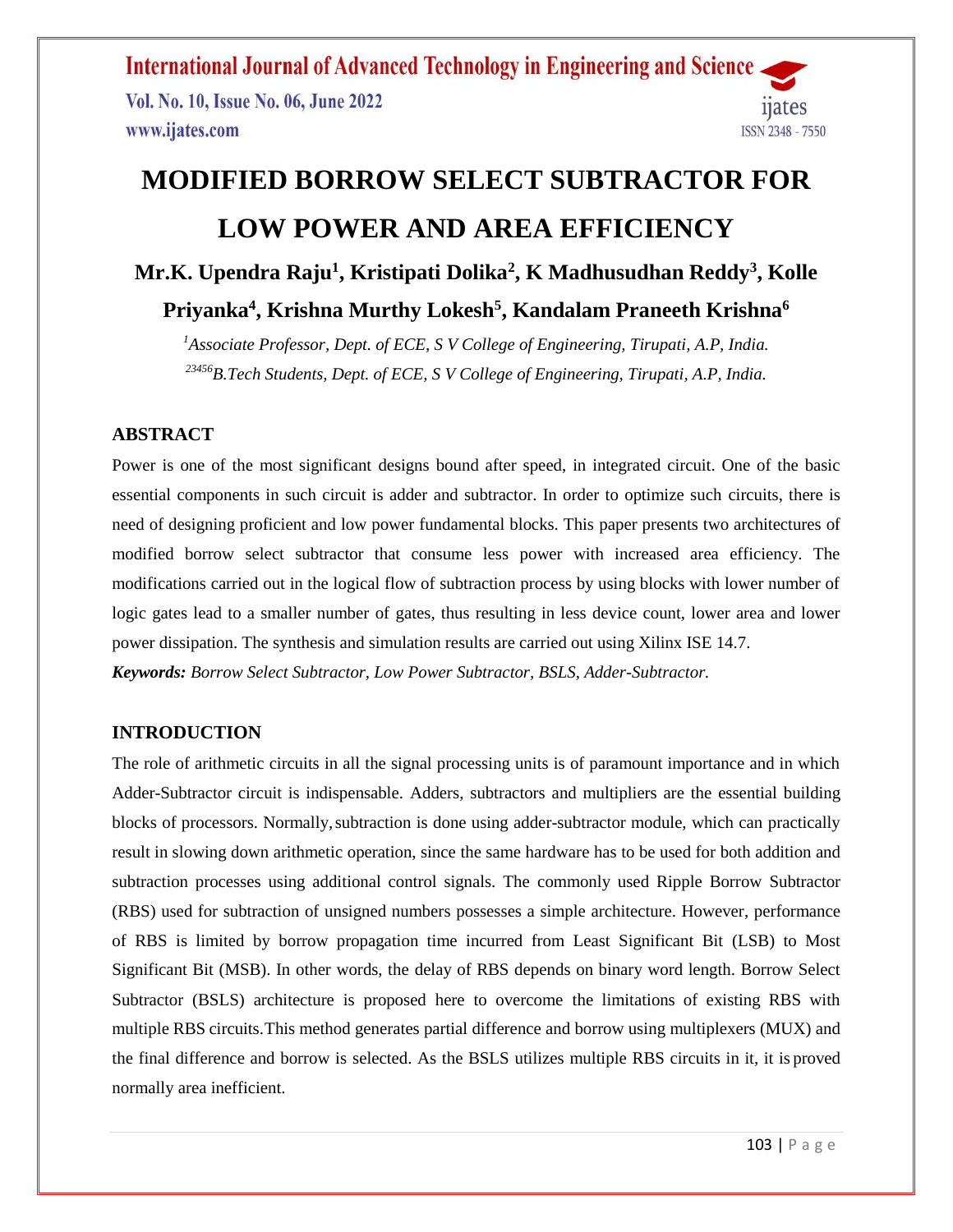# MODIFIED BORROW SELECT SUBTRACTOR FOR LOW POWER AND AREA EFFICIENCY

**Mr.K. Upendra Raju[1], Kristipati Dolika[2], K Madhusudhan Reddy[3], Kolle Priyanka[4], Krishna Murthy Lokesh[5], Kandalam Praneeth Krishna[6]**

*[1]Associate Professor, Dept. of ECE, S V College of Engineering, Tirupati, A.P, India.*

*[23456]B.Tech Students, Dept. of ECE, S V College of Engineering, Tirupati, A.P, India.*

## ABSTRACT

Power is one of the most significant designs bound after speed, in integrated circuit. One of the basic essential components in such circuit is adder and subtractor. In order to optimize such circuits, there is need of designing proficient and low power fundamental blocks. This paper presents two architectures of modified borrow select subtractor that consume less power with increased area efficiency. The modifications carried out in the logical flow of subtraction process by using blocks with lower number of logic gates lead to a smaller number of gates, thus resulting in less device count, lower area and lower power dissipation. The synthesis and simulation results are carried out using Xilinx ISE 14.7.

***Keywords:*** *Borrow Select Subtractor, Low Power Subtractor, BSLS, Adder-Subtractor.*

## INTRODUCTION

The role of arithmetic circuits in all the signal processing units is of paramount importance and in which Adder-Subtractor circuit is indispensable. Adders, subtractors and multipliers are the essential building blocks of processors. Normally, subtraction is done using adder-subtractor module, which can practically result in slowing down arithmetic operation, since the same hardware has to be used for both addition and subtraction processes using additional control signals. The commonly used Ripple Borrow Subtractor (RBS) used for subtraction of unsigned numbers possesses a simple architecture. However, performance of RBS is limited by borrow propagation time incurred from Least Significant Bit (LSB) to Most Significant Bit (MSB). In other words, the delay of RBS depends on binary word length. Borrow Select Subtractor (BSLS) architecture is proposed here to overcome the limitations of existing RBS with multiple RBS circuits. This method generates partial difference and borrow using multiplexers (MUX) and the final difference and borrow is selected. As the BSLS utilizes multiple RBS circuits in it, it is proved normally area inefficient.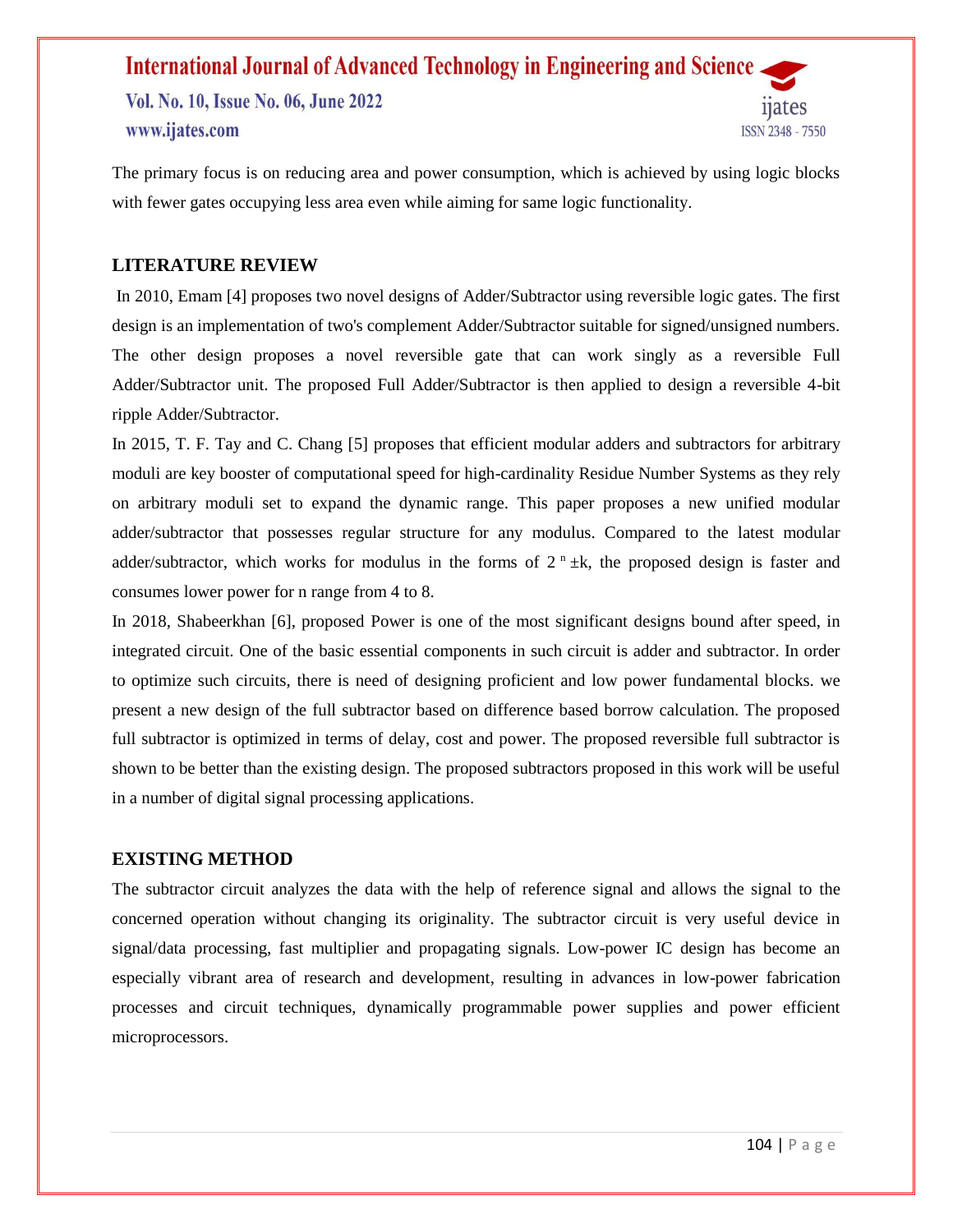The primary focus is on reducing area and power consumption, which is achieved by using logic blocks with fewer gates occupying less area even while aiming for same logic functionality.

## LITERATURE REVIEW

In 2010, Emam [4] proposes two novel designs of Adder/Subtractor using reversible logic gates. The first design is an implementation of two's complement Adder/Subtractor suitable for signed/unsigned numbers. The other design proposes a novel reversible gate that can work singly as a reversible Full Adder/Subtractor unit. The proposed Full Adder/Subtractor is then applied to design a reversible 4-bit ripple Adder/Subtractor.

In 2015, T. F. Tay and C. Chang [5] proposes that efficient modular adders and subtractors for arbitrary moduli are key booster of computational speed for high-cardinality Residue Number Systems as they rely on arbitrary moduli set to expand the dynamic range. This paper proposes a new unified modular adder/subtractor that possesses regular structure for any modulus. Compared to the latest modular adder/subtractor, which works for modulus in the forms of $2^n \pm k$, the proposed design is faster and consumes lower power for n range from 4 to 8.

In 2018, Shabeerkhan [6], proposed Power is one of the most significant designs bound after speed, in integrated circuit. One of the basic essential components in such circuit is adder and subtractor. In order to optimize such circuits, there is need of designing proficient and low power fundamental blocks. we present a new design of the full subtractor based on difference based borrow calculation. The proposed full subtractor is optimized in terms of delay, cost and power. The proposed reversible full subtractor is shown to be better than the existing design. The proposed subtractors proposed in this work will be useful in a number of digital signal processing applications.

## EXISTING METHOD

The subtractor circuit analyzes the data with the help of reference signal and allows the signal to the concerned operation without changing its originality. The subtractor circuit is very useful device in signal/data processing, fast multiplier and propagating signals. Low-power IC design has become an especially vibrant area of research and development, resulting in advances in low-power fabrication processes and circuit techniques, dynamically programmable power supplies and power efficient microprocessors.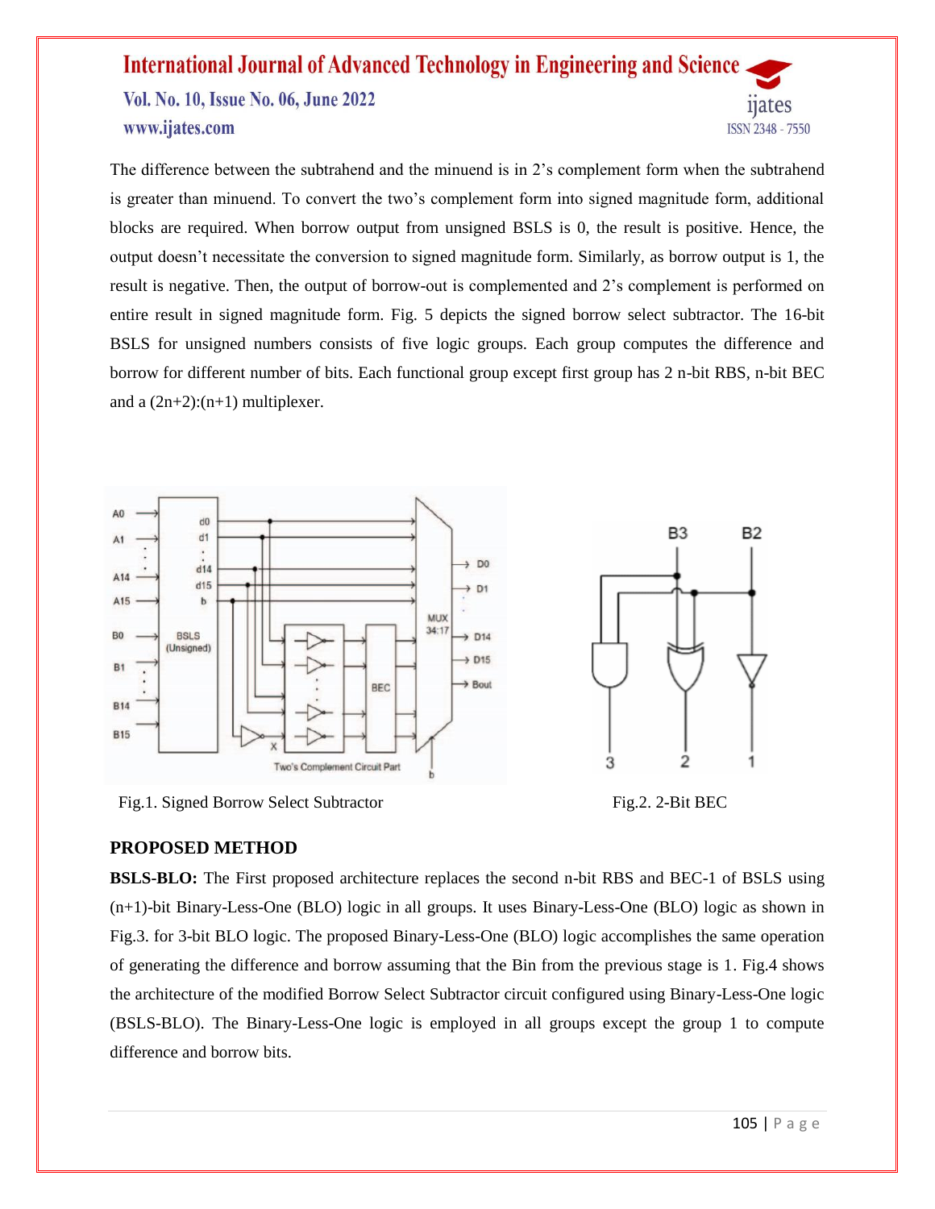The difference between the subtrahend and the minuend is in 2's complement form when the subtrahend is greater than minuend. To convert the two's complement form into signed magnitude form, additional blocks are required. When borrow output from unsigned BSLS is 0, the result is positive. Hence, the output doesn't necessitate the conversion to signed magnitude form. Similarly, as borrow output is 1, the result is negative. Then, the output of borrow-out is complemented and 2's complement is performed on entire result in signed magnitude form. Fig. 5 depicts the signed borrow select subtractor. The 16-bit BSLS for unsigned numbers consists of five logic groups. Each group computes the difference and borrow for different number of bits. Each functional group except first group has 2 n-bit RBS, n-bit BEC and a (2n+2):(n+1) multiplexer.

Fig.1. Signed Borrow Select Subtractor

Fig.2. 2-Bit BEC

## PROPOSED METHOD

**BSLS-BLO:** The First proposed architecture replaces the second n-bit RBS and BEC-1 of BSLS using (n+1)-bit Binary-Less-One (BLO) logic in all groups. It uses Binary-Less-One (BLO) logic as shown in Fig.3. for 3-bit BLO logic. The proposed Binary-Less-One (BLO) logic accomplishes the same operation of generating the difference and borrow assuming that the Bin from the previous stage is 1. Fig.4 shows the architecture of the modified Borrow Select Subtractor circuit configured using Binary-Less-One logic (BSLS-BLO). The Binary-Less-One logic is employed in all groups except the group 1 to compute difference and borrow bits.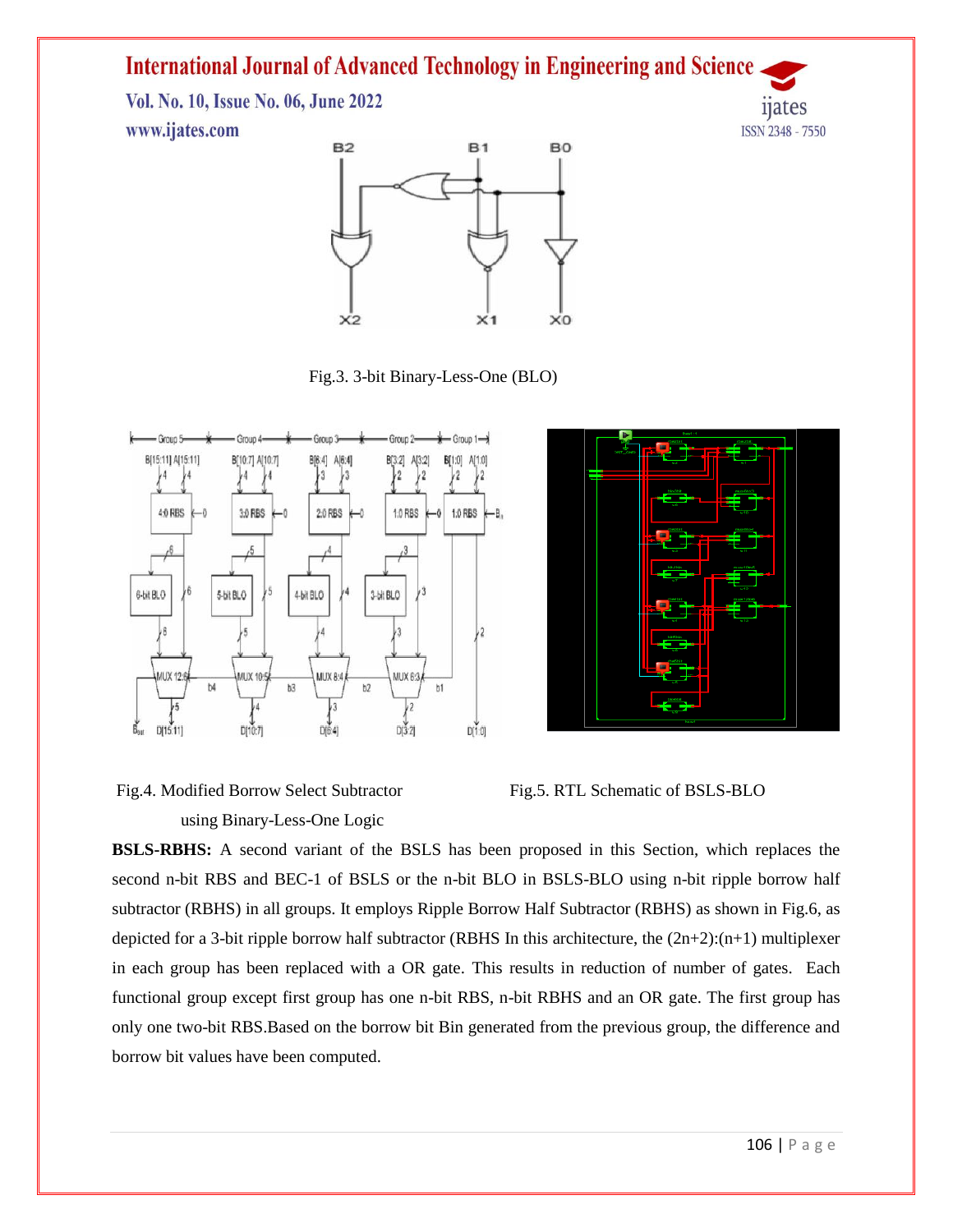Fig.3. 3-bit Binary-Less-One (BLO)

Fig.4. Modified Borrow Select Subtractor using Binary-Less-One Logic

Fig.5. RTL Schematic of BSLS-BLO

**BSLS-RBHS:** A second variant of the BSLS has been proposed in this Section, which replaces the second n-bit RBS and BEC-1 of BSLS or the n-bit BLO in BSLS-BLO using n-bit ripple borrow half subtractor (RBHS) in all groups. It employs Ripple Borrow Half Subtractor (RBHS) as shown in Fig.6, as depicted for a 3-bit ripple borrow half subtractor (RBHS In this architecture, the (2n+2):(n+1) multiplexer in each group has been replaced with a OR gate. This results in reduction of number of gates. Each functional group except first group has one n-bit RBS, n-bit RBHS and an OR gate. The first group has only one two-bit RBS.Based on the borrow bit Bin generated from the previous group, the difference and borrow bit values have been computed.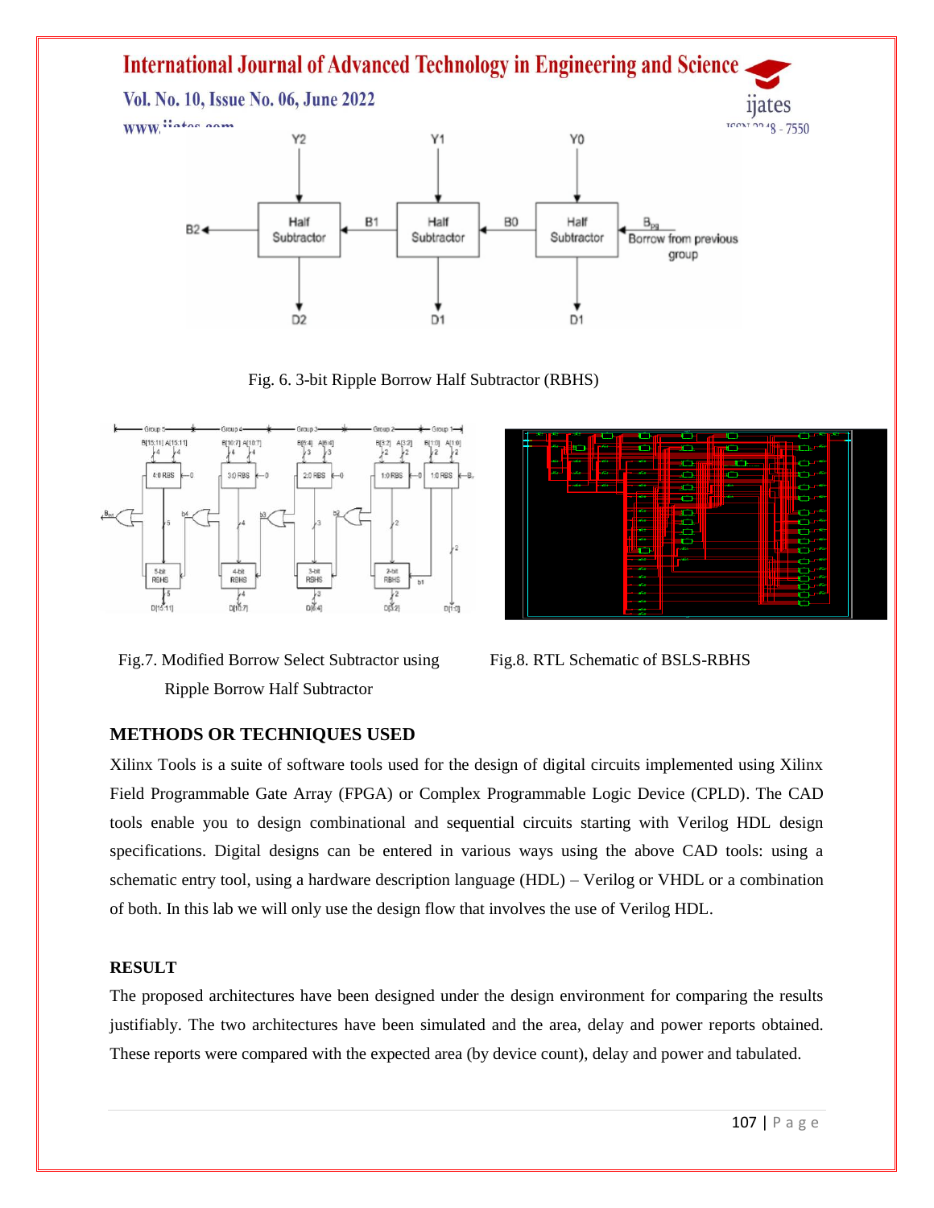Fig. 6. 3-bit Ripple Borrow Half Subtractor (RBHS)

Fig.7. Modified Borrow Select Subtractor using Ripple Borrow Half Subtractor

Fig.8. RTL Schematic of BSLS-RBHS

## METHODS OR TECHNIQUES USED

Xilinx Tools is a suite of software tools used for the design of digital circuits implemented using Xilinx Field Programmable Gate Array (FPGA) or Complex Programmable Logic Device (CPLD). The CAD tools enable you to design combinational and sequential circuits starting with Verilog HDL design specifications. Digital designs can be entered in various ways using the above CAD tools: using a schematic entry tool, using a hardware description language (HDL) – Verilog or VHDL or a combination of both. In this lab we will only use the design flow that involves the use of Verilog HDL.

## RESULT

The proposed architectures have been designed under the design environment for comparing the results justifiably. The two architectures have been simulated and the area, delay and power reports obtained. These reports were compared with the expected area (by device count), delay and power and tabulated.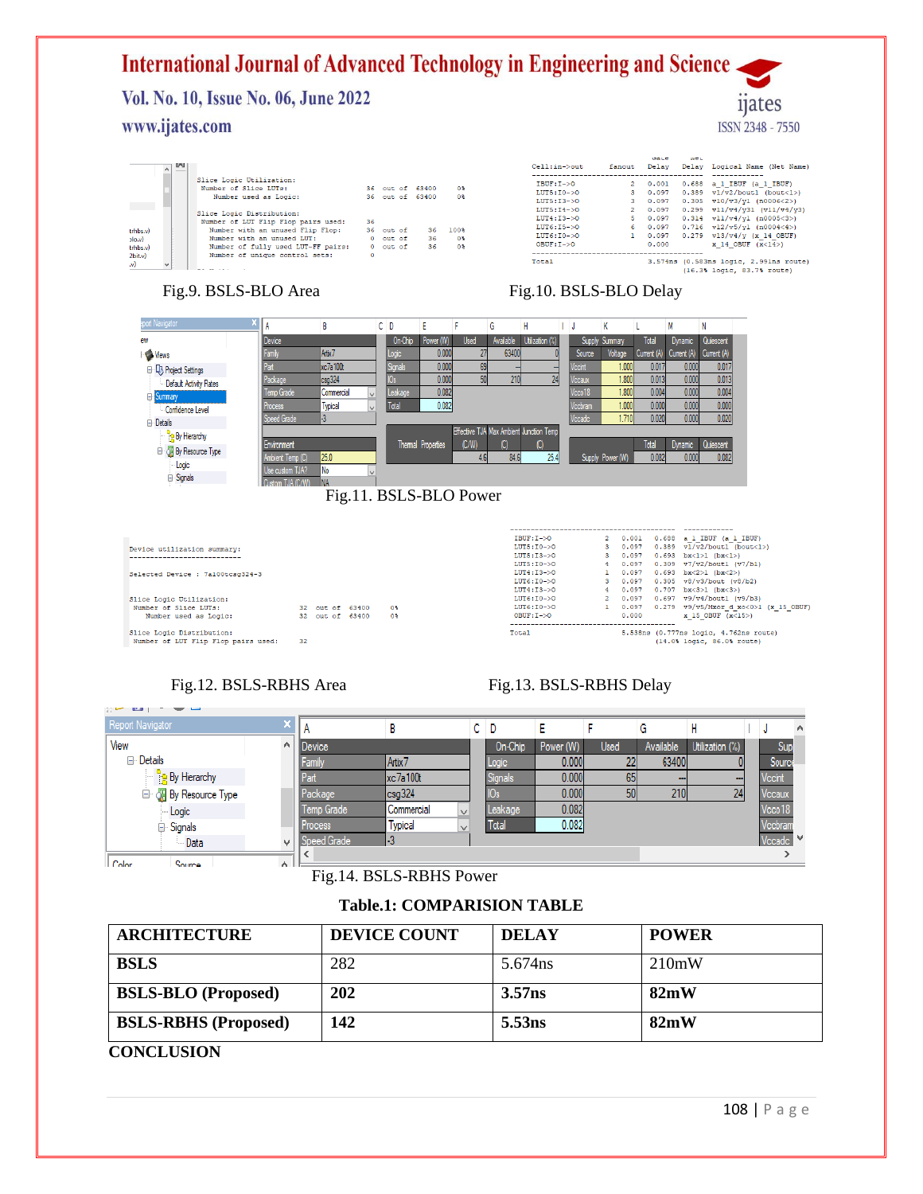Fig.9. BSLS-BLO Area

Fig.10. BSLS-BLO Delay

Fig.11. BSLS-BLO Power

Fig.12. BSLS-RBHS Area

Fig.13. BSLS-RBHS Delay

Fig.14. BSLS-RBHS Power

**Table.1: COMPARISION TABLE**

| ARCHITECTURE | DEVICE COUNT | DELAY | POWER |
|---|---|---|---|
| **BSLS** | 282 | 5.674ns | 210mW |
| **BSLS-BLO (Proposed)** | **202** | **3.57ns** | **82mW** |
| **BSLS-RBHS (Proposed)** | **142** | **5.53ns** | **82mW** |

**CONCLUSION**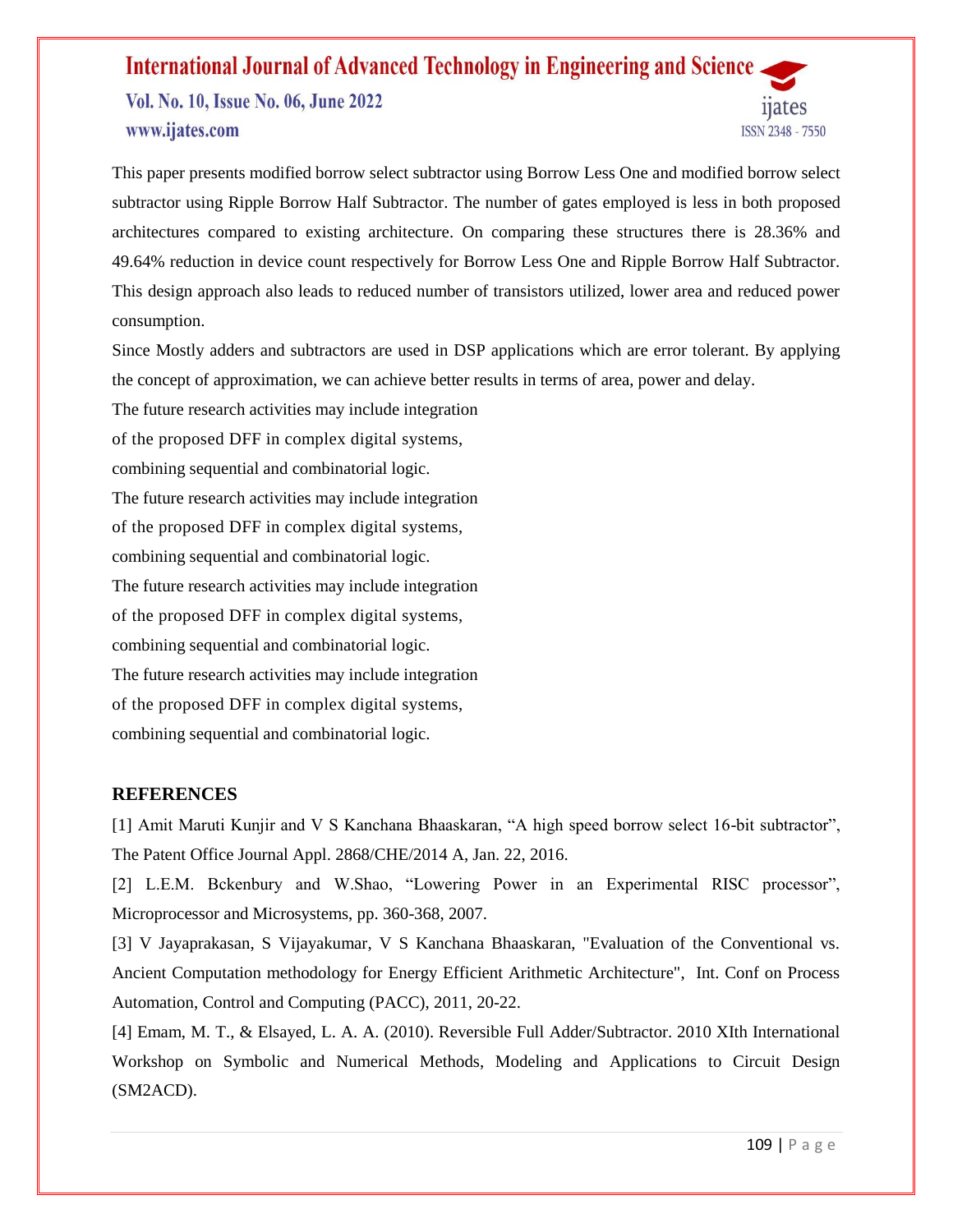This paper presents modified borrow select subtractor using Borrow Less One and modified borrow select subtractor using Ripple Borrow Half Subtractor. The number of gates employed is less in both proposed architectures compared to existing architecture. On comparing these structures there is 28.36% and 49.64% reduction in device count respectively for Borrow Less One and Ripple Borrow Half Subtractor. This design approach also leads to reduced number of transistors utilized, lower area and reduced power consumption.

Since Mostly adders and subtractors are used in DSP applications which are error tolerant. By applying the concept of approximation, we can achieve better results in terms of area, power and delay.

The future research activities may include integration
of the proposed DFF in complex digital systems,
combining sequential and combinatorial logic.
The future research activities may include integration
of the proposed DFF in complex digital systems,
combining sequential and combinatorial logic.
The future research activities may include integration
of the proposed DFF in complex digital systems,
combining sequential and combinatorial logic.
The future research activities may include integration
of the proposed DFF in complex digital systems,
combining sequential and combinatorial logic.

## REFERENCES

[1] Amit Maruti Kunjir and V S Kanchana Bhaaskaran, "A high speed borrow select 16-bit subtractor", The Patent Office Journal Appl. 2868/CHE/2014 A, Jan. 22, 2016.

[2] L.E.M. Bckenbury and W.Shao, "Lowering Power in an Experimental RISC processor", Microprocessor and Microsystems, pp. 360-368, 2007.

[3] V Jayaprakasan, S Vijayakumar, V S Kanchana Bhaaskaran, "Evaluation of the Conventional vs. Ancient Computation methodology for Energy Efficient Arithmetic Architecture", Int. Conf on Process Automation, Control and Computing (PACC), 2011, 20-22.

[4] Emam, M. T., & Elsayed, L. A. A. (2010). Reversible Full Adder/Subtractor. 2010 XIth International Workshop on Symbolic and Numerical Methods, Modeling and Applications to Circuit Design (SM2ACD).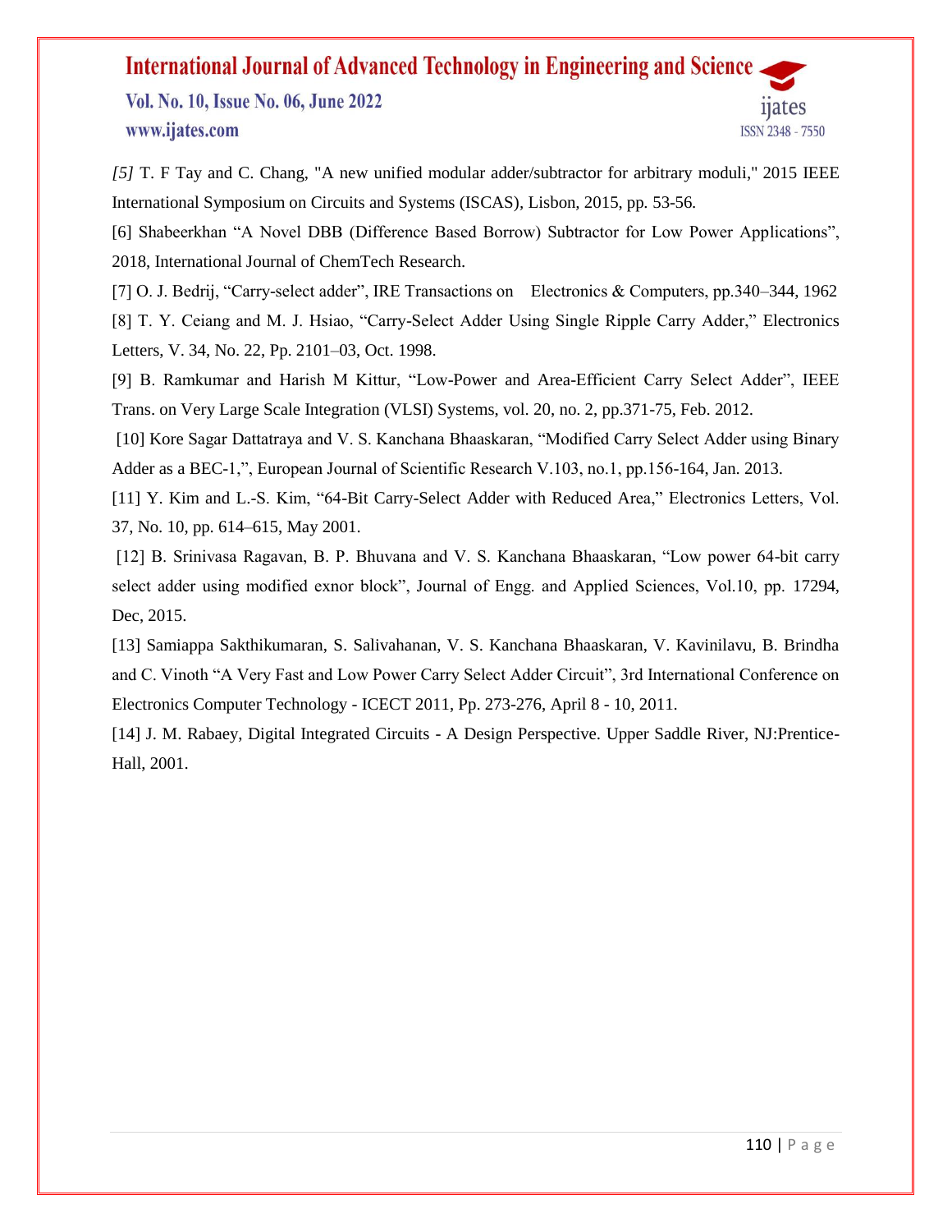*[5]* T. F Tay and C. Chang, "A new unified modular adder/subtractor for arbitrary moduli," 2015 IEEE International Symposium on Circuits and Systems (ISCAS), Lisbon, 2015, pp. 53-56.

[6] Shabeerkhan "A Novel DBB (Difference Based Borrow) Subtractor for Low Power Applications", 2018, International Journal of ChemTech Research.

[7] O. J. Bedrij, "Carry-select adder", IRE Transactions on Electronics & Computers, pp.340–344, 1962

[8] T. Y. Ceiang and M. J. Hsiao, "Carry-Select Adder Using Single Ripple Carry Adder," Electronics Letters, V. 34, No. 22, Pp. 2101–03, Oct. 1998.

[9] B. Ramkumar and Harish M Kittur, "Low-Power and Area-Efficient Carry Select Adder", IEEE Trans. on Very Large Scale Integration (VLSI) Systems, vol. 20, no. 2, pp.371-75, Feb. 2012.

[10] Kore Sagar Dattatraya and V. S. Kanchana Bhaaskaran, "Modified Carry Select Adder using Binary Adder as a BEC-1,", European Journal of Scientific Research V.103, no.1, pp.156-164, Jan. 2013.

[11] Y. Kim and L.-S. Kim, "64-Bit Carry-Select Adder with Reduced Area," Electronics Letters, Vol. 37, No. 10, pp. 614–615, May 2001.

[12] B. Srinivasa Ragavan, B. P. Bhuvana and V. S. Kanchana Bhaaskaran, "Low power 64-bit carry select adder using modified exnor block", Journal of Engg. and Applied Sciences, Vol.10, pp. 17294, Dec, 2015.

[13] Samiappa Sakthikumaran, S. Salivahanan, V. S. Kanchana Bhaaskaran, V. Kavinilavu, B. Brindha and C. Vinoth "A Very Fast and Low Power Carry Select Adder Circuit", 3rd International Conference on Electronics Computer Technology - ICECT 2011, Pp. 273-276, April 8 - 10, 2011.

[14] J. M. Rabaey, Digital Integrated Circuits - A Design Perspective. Upper Saddle River, NJ:Prentice-Hall, 2001.